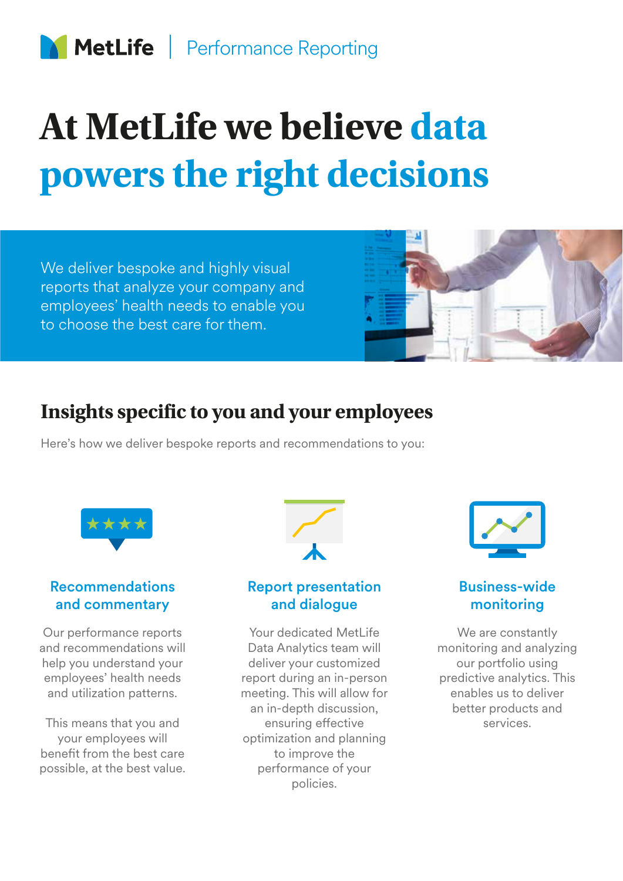MetLife | Performance Reporting

# At MetLife we believe data powers the right decisions

We deliver bespoke and highly visual reports that analyze your company and employees' health needs to enable you to choose the best care for them.

## Insights specific to you and your employees

Here's how we deliver bespoke reports and recommendations to you:

### Recommendations and commentary

Our performance reports and recommendations will help you understand your employees' health needs and utilization patterns.

This means that you and your employees will benefit from the best care possible, at the best value.

### Report presentation and dialogue

Your dedicated MetLife Data Analytics team will deliver your customized report during an in-person meeting. This will allow for an in-depth discussion, ensuring effective optimization and planning to improve the performance of your policies.

### Business-wide monitoring

We are constantly monitoring and analyzing our portfolio using predictive analytics. This enables us to deliver better products and services.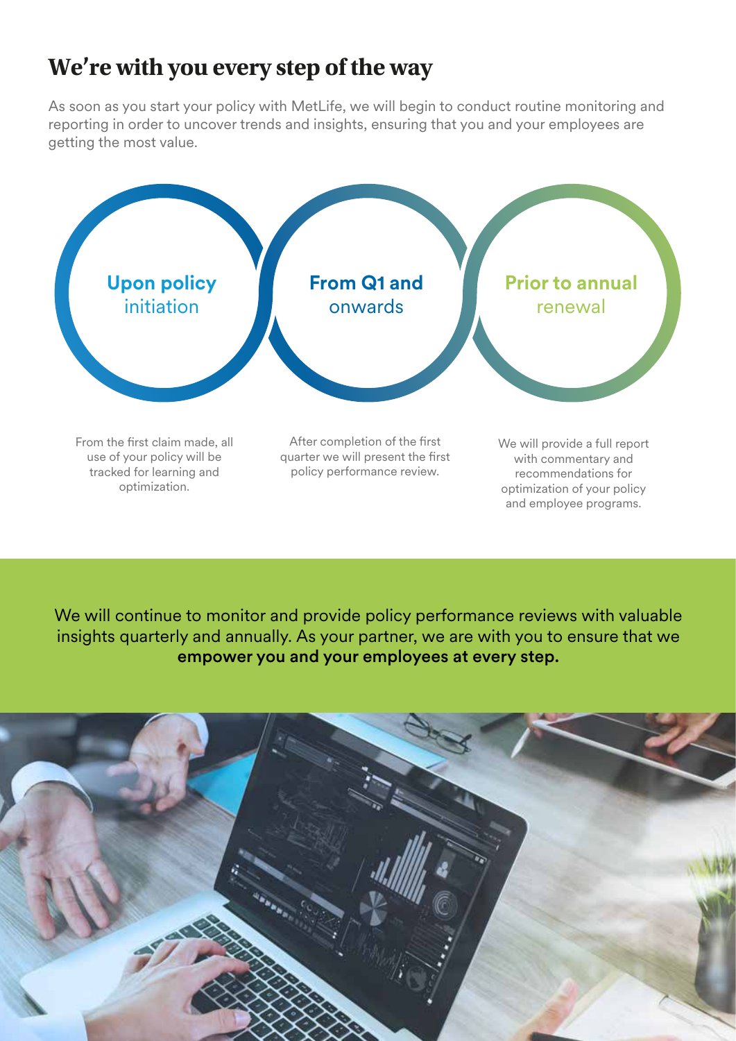## We're with you every step of the way

As soon as you start your policy with MetLife, we will begin to conduct routine monitoring and reporting in order to uncover trends and insights, ensuring that you and your employees are getting the most value.

### Upon policy initiation

From the first claim made, all use of your policy will be tracked for learning and optimization.

### From Q1 and onwards

After completion of the first quarter we will present the first policy performance review.

### Prior to annual renewal

We will provide a full report with commentary and recommendations for optimization of your policy and employee programs.

We will continue to monitor and provide policy performance reviews with valuable insights quarterly and annually. As your partner, we are with you to ensure that we **empower you and your employees at every step.**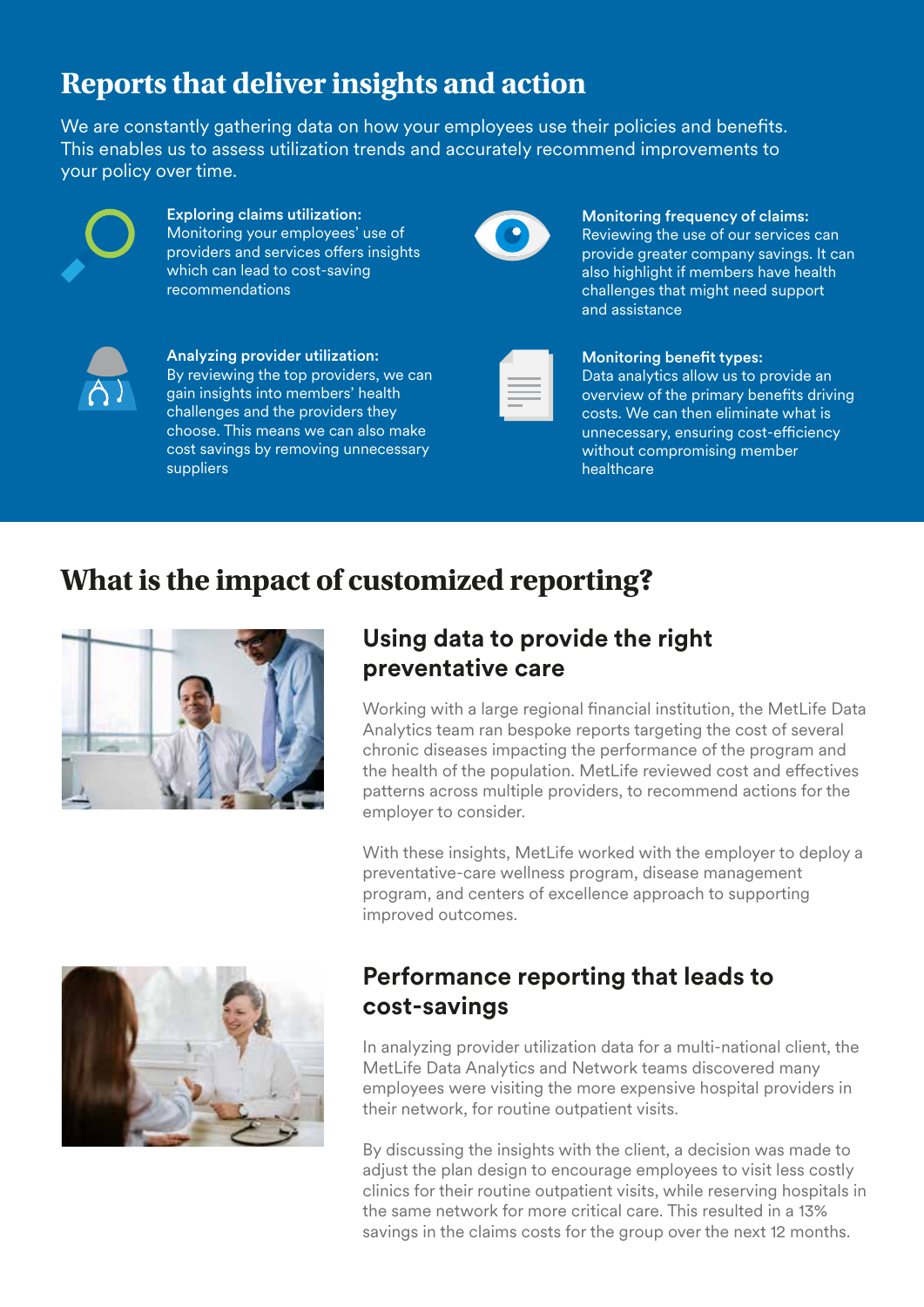## Reports that deliver insights and action

We are constantly gathering data on how your employees use their policies and benefits. This enables us to assess utilization trends and accurately recommend improvements to your policy over time.

**Exploring claims utilization:**
Monitoring your employees' use of providers and services offers insights which can lead to cost-saving recommendations

**Monitoring frequency of claims:**
Reviewing the use of our services can provide greater company savings. It can also highlight if members have health challenges that might need support and assistance

**Analyzing provider utilization:**
By reviewing the top providers, we can gain insights into members' health challenges and the providers they choose. This means we can also make cost savings by removing unnecessary suppliers

**Monitoring benefit types:**
Data analytics allow us to provide an overview of the primary benefits driving costs. We can then eliminate what is unnecessary, ensuring cost-efficiency without compromising member healthcare

## What is the impact of customized reporting?

### Using data to provide the right preventative care

Working with a large regional financial institution, the MetLife Data Analytics team ran bespoke reports targeting the cost of several chronic diseases impacting the performance of the program and the health of the population. MetLife reviewed cost and effectives patterns across multiple providers, to recommend actions for the employer to consider.

With these insights, MetLife worked with the employer to deploy a preventative-care wellness program, disease management program, and centers of excellence approach to supporting improved outcomes.

### Performance reporting that leads to cost-savings

In analyzing provider utilization data for a multi-national client, the MetLife Data Analytics and Network teams discovered many employees were visiting the more expensive hospital providers in their network, for routine outpatient visits.

By discussing the insights with the client, a decision was made to adjust the plan design to encourage employees to visit less costly clinics for their routine outpatient visits, while reserving hospitals in the same network for more critical care. This resulted in a 13% savings in the claims costs for the group over the next 12 months.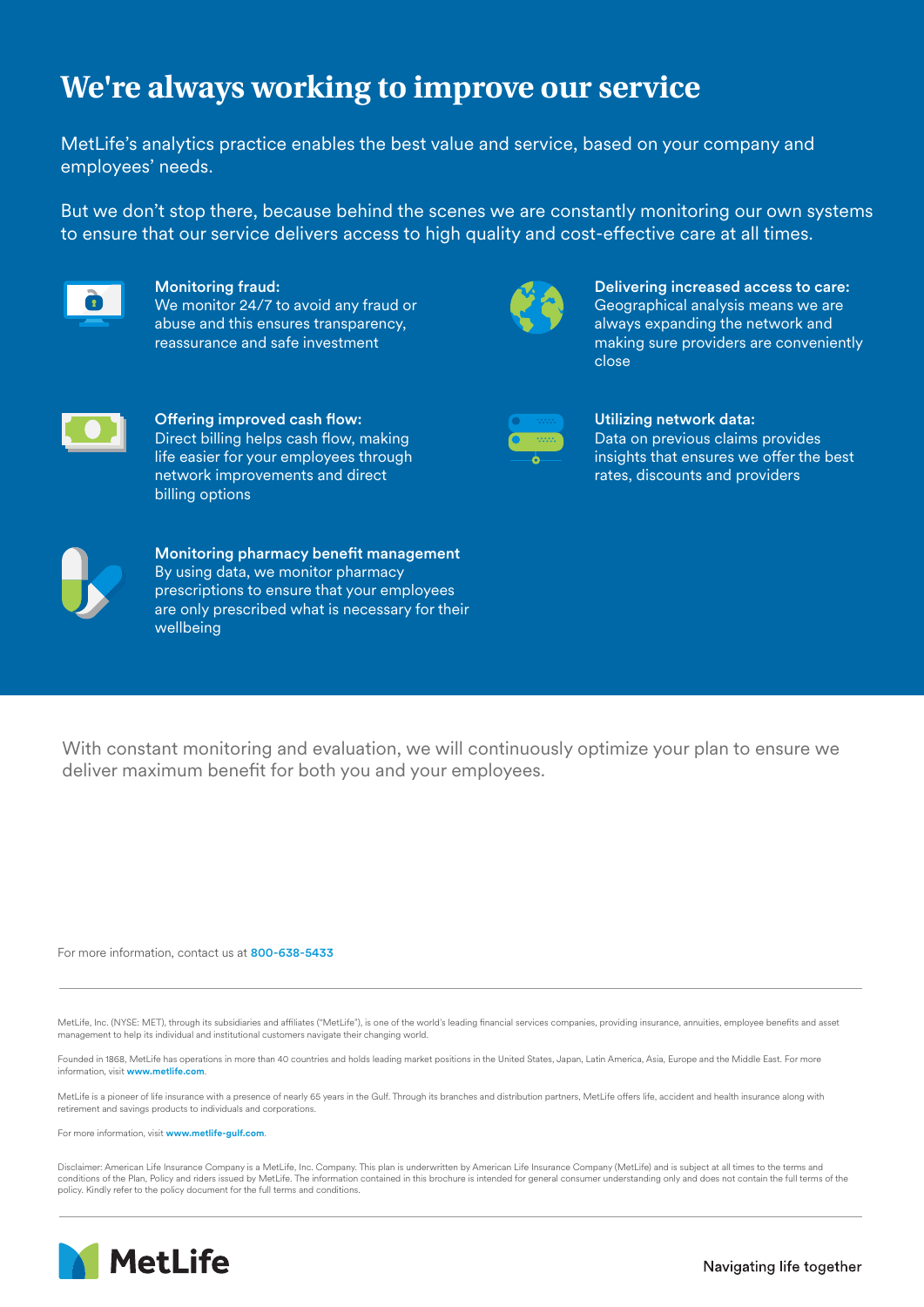# We're always working to improve our service

MetLife's analytics practice enables the best value and service, based on your company and employees' needs.

But we don't stop there, because behind the scenes we are constantly monitoring our own systems to ensure that our service delivers access to high quality and cost-effective care at all times.

**Monitoring fraud:**
We monitor 24/7 to avoid any fraud or abuse and this ensures transparency, reassurance and safe investment

**Delivering increased access to care:**
Geographical analysis means we are always expanding the network and making sure providers are conveniently close

**Offering improved cash flow:**
Direct billing helps cash flow, making life easier for your employees through network improvements and direct billing options

**Utilizing network data:**
Data on previous claims provides insights that ensures we offer the best rates, discounts and providers

**Monitoring pharmacy benefit management**
By using data, we monitor pharmacy prescriptions to ensure that your employees are only prescribed what is necessary for their wellbeing

With constant monitoring and evaluation, we will continuously optimize your plan to ensure we deliver maximum benefit for both you and your employees.

For more information, contact us at **800-638-5433**

---

MetLife, Inc. (NYSE: MET), through its subsidiaries and affiliates ("MetLife"), is one of the world's leading financial services companies, providing insurance, annuities, employee benefits and asset management to help its individual and institutional customers navigate their changing world.

Founded in 1868, MetLife has operations in more than 40 countries and holds leading market positions in the United States, Japan, Latin America, Asia, Europe and the Middle East. For more information, visit **www.metlife.com**.

MetLife is a pioneer of life insurance with a presence of nearly 65 years in the Gulf. Through its branches and distribution partners, MetLife offers life, accident and health insurance along with retirement and savings products to individuals and corporations.

For more information, visit **www.metlife-gulf.com**.

Disclaimer: American Life Insurance Company is a MetLife, Inc. Company. This plan is underwritten by American Life Insurance Company (MetLife) and is subject at all times to the terms and conditions of the Plan, Policy and riders issued by MetLife. The information contained in this brochure is intended for general consumer understanding only and does not contain the full terms of the policy. Kindly refer to the policy document for the full terms and conditions.

---

MetLife

Navigating life together